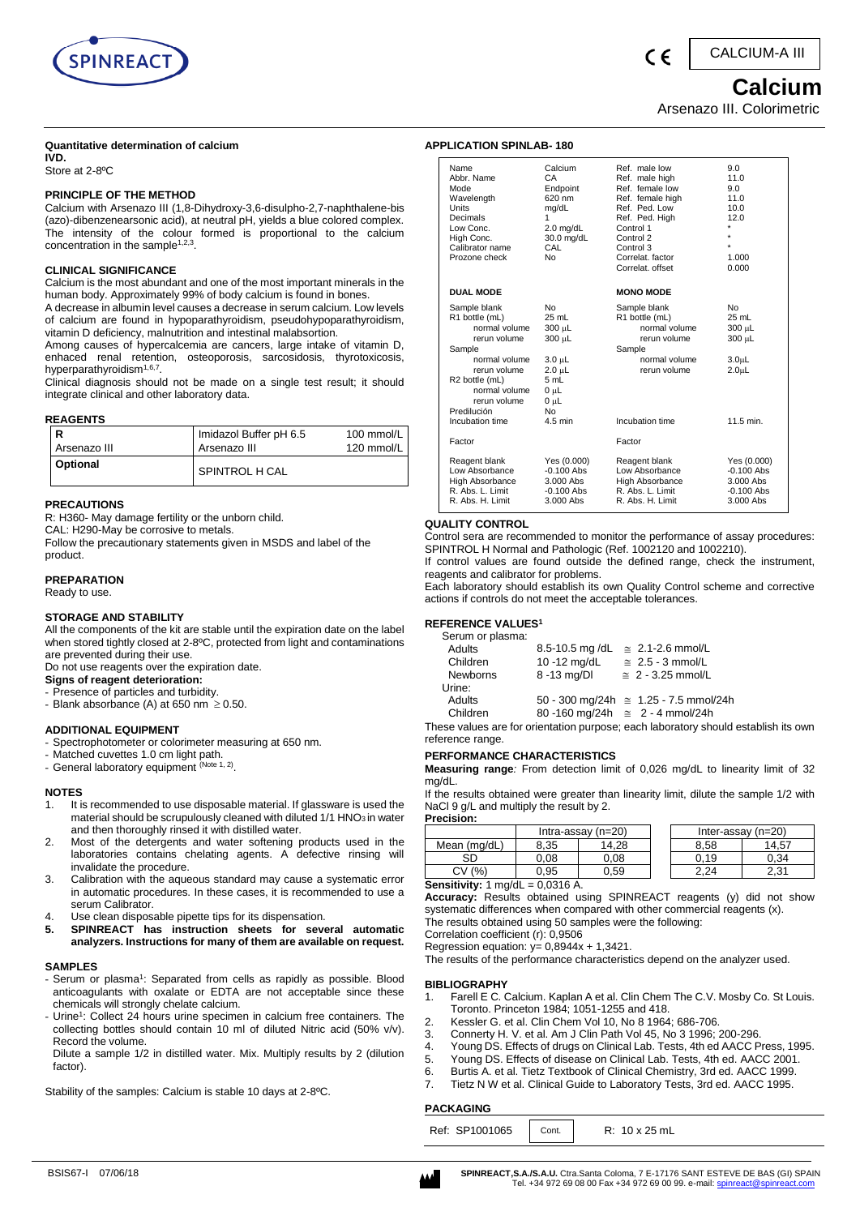CALCIUM-A III

# Calcium

Arsenazo III. Colorimetric

**Quantitative determination of calcium**

**IVD.**

Store at 2-8ºC

### PRINCIPLE OF THE METHOD

Calcium with Arsenazo III (1,8-Dihydroxy-3,6-disulpho-2,7-naphthalene-bis (azo)-dibenzenearsonic acid), at neutral pH, yields a blue colored complex. The intensity of the colour formed is proportional to the calcium concentration in the sample[1,2,3].

### CLINICAL SIGNIFICANCE

Calcium is the most abundant and one of the most important minerals in the human body. Approximately 99% of body calcium is found in bones.

A decrease in albumin level causes a decrease in serum calcium. Low levels of calcium are found in hypoparathyroidism, pseudohypoparathyroidism, vitamin D deficiency, malnutrition and intestinal malabsortion.

Among causes of hypercalcemia are cancers, large intake of vitamin D, enhaced renal retention, osteoporosis, sarcosidosis, thyrotoxicosis, hyperparathyroidism[1,6,7].

Clinical diagnosis should not be made on a single test result; it should integrate clinical and other laboratory data.

### REAGENTS

| R<br>Arsenazo III | Imidazol Buffer pH 6.5<br>Arsenazo III | 100 mmol/L<br>120 mmol/L |
|---|---|---|
| **Optional** | SPINTROL H CAL | |

### PRECAUTIONS

R: H360- May damage fertility or the unborn child.

CAL: H290-May be corrosive to metals.

Follow the precautionary statements given in MSDS and label of the product.

### PREPARATION

Ready to use.

### STORAGE AND STABILITY

All the components of the kit are stable until the expiration date on the label when stored tightly closed at 2-8ºC, protected from light and contaminations are prevented during their use.

Do not use reagents over the expiration date.

**Signs of reagent deterioration:**

- Presence of particles and turbidity.
- Blank absorbance (A) at 650 nm $\geq$ 0.50.

### ADDITIONAL EQUIPMENT

- Spectrophotometer or colorimeter measuring at 650 nm.
- Matched cuvettes 1.0 cm light path.
- General laboratory equipment (Note 1, 2).

### NOTES

1. It is recommended to use disposable material. If glassware is used the material should be scrupulously cleaned with diluted 1/1 $HNO_3$ in water and then thoroughly rinsed it with distilled water.
2. Most of the detergents and water softening products used in the laboratories contains chelating agents. A defective rinsing will invalidate the procedure.
3. Calibration with the aqueous standard may cause a systematic error in automatic procedures. In these cases, it is recommended to use a serum Calibrator.
4. Use clean disposable pipette tips for its dispensation.
5. **SPINREACT has instruction sheets for several automatic analyzers. Instructions for many of them are available on request.**

### SAMPLES

- Serum or plasma[1]: Separated from cells as rapidly as possible. Blood anticoagulants with oxalate or EDTA are not acceptable since these chemicals will strongly chelate calcium.
- Urine[1]: Collect 24 hours urine specimen in calcium free containers. The collecting bottles should contain 10 ml of diluted Nitric acid (50% v/v). Record the volume.

  Dilute a sample 1/2 in distilled water. Mix. Multiply results by 2 (dilution factor).

Stability of the samples: Calcium is stable 10 days at 2-8ºC.

### APPLICATION SPINLAB- 180

| | | | |
|---|---|---|---|
| Name | Calcium | Ref. male low | 9.0 |
| Abbr. Name | CA | Ref. male high | 11.0 |
| Mode | Endpoint | Ref. female low | 9.0 |
| Wavelength | 620 nm | Ref. female high | 11.0 |
| Units | mg/dL | Ref. Ped. Low | 10.0 |
| Decimals | 1 | Ref. Ped. High | 12.0 |
| Low Conc. | 2.0 mg/dL | Control 1 | * |
| High Conc. | 30.0 mg/dL | Control 2 | * |
| Calibrator name | CAL | Control 3 | * |
| Prozone check | No | Correlat. factor | 1.000 |
| | | Correlat. offset | 0.000 |
| **DUAL MODE** | | **MONO MODE** | |
| Sample blank | No | Sample blank | No |
| R1 bottle (mL) | 25 mL | R1 bottle (mL) | 25 mL |
| normal volume | 300 µL | normal volume | 300 µL |
| rerun volume | 300 µL | rerun volume | 300 µL |
| Sample | | Sample | |
| normal volume | 3.0 µL | normal volume | 3.0µL |
| rerun volume | 2.0 µL | rerun volume | 2.0µL |
| R2 bottle (mL) | 5 mL | | |
| normal volume | 0 µL | | |
| rerun volume | 0 µL | | |
| Predilución | No | | |
| Incubation time | 4.5 min | Incubation time | 11.5 min. |
| Factor | | Factor | |
| Reagent blank | Yes (0.000) | Reagent blank | Yes (0.000) |
| Low Absorbance | -0.100 Abs | Low Absorbance | -0.100 Abs |
| High Absorbance | 3.000 Abs | High Absorbance | 3.000 Abs |
| R. Abs. L. Limit | -0.100 Abs | R. Abs. L. Limit | -0.100 Abs |
| R. Abs. H. Limit | 3.000 Abs | R. Abs. H. Limit | 3.000 Abs |

### QUALITY CONTROL

Control sera are recommended to monitor the performance of assay procedures: SPINTROL H Normal and Pathologic (Ref. 1002120 and 1002210).

If control values are found outside the defined range, check the instrument, reagents and calibrator for problems.

Each laboratory should establish its own Quality Control scheme and corrective actions if controls do not meet the acceptable tolerances.

### REFERENCE VALUES[1]

| | | |
|---|---|---|
| Serum or plasma: | | |
| Adults | 8.5-10.5 mg /dL | ≅ 2.1-2.6 mmol/L |
| Children | 10 -12 mg/dL | ≅ 2.5 - 3 mmol/L |
| Newborns | 8 -13 mg/Dl | ≅ 2 - 3.25 mmol/L |
| Urine: | | |
| Adults | 50 - 300 mg/24h | ≅ 1.25 - 7.5 mmol/24h |
| Children | 80 -160 mg/24h | ≅ 2 - 4 mmol/24h |

These values are for orientation purpose; each laboratory should establish its own reference range.

### PERFORMANCE CHARACTERISTICS

**Measuring range**: From detection limit of 0,026 mg/dL to linearity limit of 32 mg/dL.

If the results obtained were greater than linearity limit, dilute the sample 1/2 with NaCl 9 g/L and multiply the result by 2.

**Precision:**

| | Intra-assay (n=20) | | Inter-assay (n=20) | |
|---|---|---|---|---|
| Mean (mg/dL) | 8,35 | 14,28 | 8,58 | 14,57 |
| SD | 0,08 | 0,08 | 0,19 | 0,34 |
| CV (%) | 0,95 | 0,59 | 2,24 | 2,31 |

**Sensitivity:** 1 mg/dL = 0,0316 A.

**Accuracy:** Results obtained using SPINREACT reagents (y) did not show systematic differences when compared with other commercial reagents (x).

The results obtained using 50 samples were the following:

Correlation coefficient (r): 0,9506

Regression equation: y= 0,8944x + 1,3421.

The results of the performance characteristics depend on the analyzer used.

### BIBLIOGRAPHY

1. Farell E C. Calcium. Kaplan A et al. Clin Chem The C.V. Mosby Co. St Louis. Toronto. Princeton 1984; 1051-1255 and 418.
2. Kessler G. et al. Clin Chem Vol 10, No 8 1964; 686-706.
3. Connerty H. V. et al. Am J Clin Path Vol 45, No 3 1996; 200-296.
4. Young DS. Effects of drugs on Clinical Lab. Tests, 4th ed AACC Press, 1995.
5. Young DS. Effects of disease on Clinical Lab. Tests, 4th ed. AACC 2001.
6. Burtis A. et al. Tietz Textbook of Clinical Chemistry, 3rd ed. AACC 1999.
7. Tietz N W et al. Clinical Guide to Laboratory Tests, 3rd ed. AACC 1995.

### PACKAGING

| Ref: SP1001065 | Cont. | R: 10 x 25 mL |
|---|---|---|

BSIS67-I 07/06/18

SPINREACT,S.A./S.A.U. Ctra.Santa Coloma, 7 E-17176 SANT ESTEVE DE BAS (GI) SPAIN Tel. +34 972 69 08 00 Fax +34 972 69 00 99. e-mail: spinreact@spinreact.com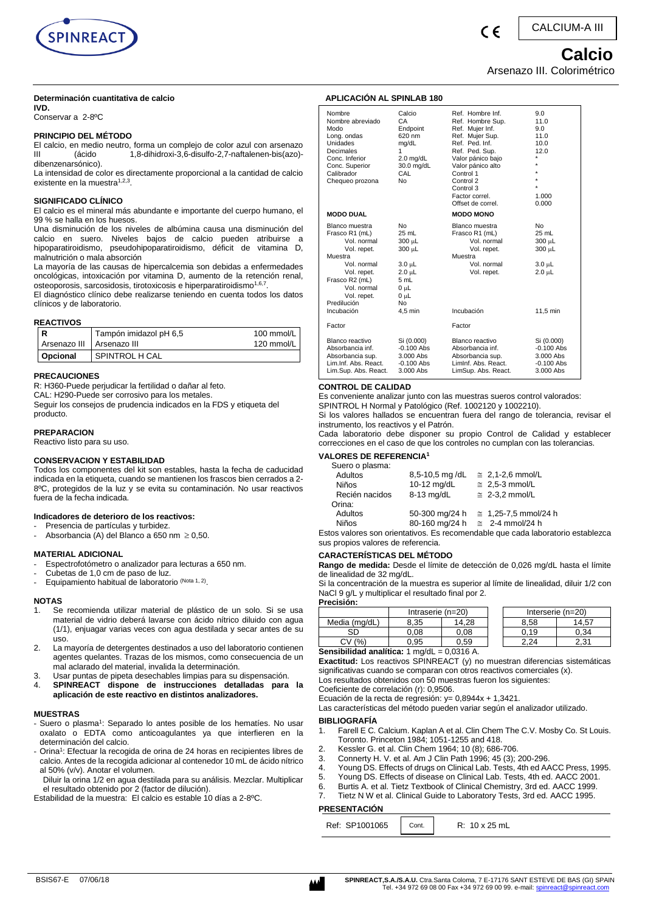CALCIUM-A III

# Calcio

Arsenazo III. Colorimétrico

**Determinación cuantitativa de calcio**

**IVD.**

Conservar a 2-8ºC

## PRINCIPIO DEL MÉTODO

El calcio, en medio neutro, forma un complejo de color azul con arsenazo III (ácido 1,8-dihidroxi-3,6-disulfo-2,7-naftalen-bis(azo)-dibenzenarsónico).

La intensidad de color es directamente proporcional a la cantidad de calcio existente en la muestra[1,2,3].

## SIGNIFICADO CLÍNICO

El calcio es el mineral más abundante e importante del cuerpo humano, el 99 % se halla en los huesos.

Una disminución de los niveles de albúmina causa una disminución del calcio en suero. Niveles bajos de calcio pueden atribuirse a hipoparatiroidismo, pseudohipoparatiroidismo, déficit de vitamina D, malnutrición o mala absorción

La mayoría de las causas de hipercalcemia son debidas a enfermedades oncológicas, intoxicación por vitamina D, aumento de la retención renal, osteoporosis, sarcosidosis, tirotoxicosis e hiperparatiroidismo[1,6,7].

El diagnóstico clínico debe realizarse teniendo en cuenta todos los datos clínicos y de laboratorio.

## REACTIVOS

| R | Tampón imidazol pH 6,5 | 100 mmol/L |
|---|---|---|
| | Arsenazo III | 120 mmol/L |
| **Opcional** | SPINTROL H CAL | |

## PRECAUCIONES

R: H360-Puede perjudicar la fertilidad o dañar al feto.

CAL: H290-Puede ser corrosivo para los metales.

Seguir los consejos de prudencia indicados en la FDS y etiqueta del producto.

## PREPARACION

Reactivo listo para su uso.

## CONSERVACION Y ESTABILIDAD

Todos los componentes del kit son estables, hasta la fecha de caducidad indicada en la etiqueta, cuando se mantienen los frascos bien cerrados a 2-8ºC, protegidos de la luz y se evita su contaminación. No usar reactivos fuera de la fecha indicada.

**Indicadores de deterioro de los reactivos:**

- Presencia de partículas y turbidez.
- Absorbancia (A) del Blanco a 650 nm $\geq$ 0,50.

## MATERIAL ADICIONAL

- Espectrofotómetro o analizador para lecturas a 650 nm.
- Cubetas de 1,0 cm de paso de luz.
- Equipamiento habitual de laboratorio (Nota 1, 2).

## NOTAS

1. Se recomienda utilizar material de plástico de un solo. Si se usa material de vidrio deberá lavarse con ácido nítrico diluido con agua (1/1), enjuagar varias veces con agua destilada y secar antes de su uso.
2. La mayoría de detergentes destinados a uso del laboratorio contienen agentes quelantes. Trazas de los mismos, como consecuencia de un mal aclarado del material, invalida la determinación.
3. Usar puntas de pipeta desechables limpias para su dispensación.
4. **SPINREACT dispone de instrucciones detalladas para la aplicación de este reactivo en distintos analizadores.**

## MUESTRAS

- Suero o plasma[1]: Separado lo antes posible de los hematíes. No usar oxalato o EDTA como anticoagulantes ya que interfieren en la determinación del calcio.
- Orina[1]: Efectuar la recogida de orina de 24 horas en recipientes libres de calcio. Antes de la recogida adicionar al contenedor 10 mL de ácido nítrico al 50% (v/v). Anotar el volumen.

  Diluir la orina 1/2 en agua destilada para su análisis. Mezclar. Multiplicar el resultado obtenido por 2 (factor de dilución).

Estabilidad de la muestra: El calcio es estable 10 días a 2-8ºC.

## APLICACIÓN AL SPINLAB 180

| | | | |
|---|---|---|---|
| Nombre | Calcio | Ref. Hombre Inf. | 9.0 |
| Nombre abreviado | CA | Ref. Hombre Sup. | 11.0 |
| Modo | Endpoint | Ref. Mujer Inf. | 9.0 |
| Long. ondas | 620 nm | Ref. Mujer Sup. | 11.0 |
| Unidades | mg/dL | Ref. Ped. Inf. | 10.0 |
| Decimales | 1 | Ref. Ped. Sup. | 12.0 |
| Conc. Inferior | 2.0 mg/dL | Valor pánico bajo | * |
| Conc. Superior | 30.0 mg/dL | Valor pánico alto | * |
| Calibrador | CAL | Control 1 | * |
| Chequeo prozona | No | Control 2 | * |
| | | Control 3 | * |
| | | Factor correl. | 1.000 |
| | | Offset de correl. | 0.000 |
| **MODO DUAL** | | **MODO MONO** | |
| Blanco muestra | No | Blanco muestra | No |
| Frasco R1 (mL) | 25 mL | Frasco R1 (mL) | 25 mL |
| Vol. normal | 300 µL | Vol. normal | 300 µL |
| Vol. repet. | 300 µL | Vol. repet. | 300 µL |
| Muestra | | Muestra | |
| Vol. normal | 3.0 µL | Vol. normal | 3.0 µL |
| Vol. repet. | 2.0 µL | Vol. repet. | 2.0 µL |
| Frasco R2 (mL) | 5 mL | | |
| Vol. normal | 0 µL | | |
| Vol. repet. | 0 µL | | |
| Predilución | No | | |
| Incubación | 4,5 min | Incubación | 11,5 min |
| Factor | | Factor | |
| Blanco reactivo | Si (0.000) | Blanco reactivo | Si (0.000) |
| Absorbancia inf. | -0.100 Abs | Absorbancia inf. | -0.100 Abs |
| Absorbancia sup. | 3.000 Abs | Absorbancia sup. | 3.000 Abs |
| Lim.Inf. Abs. React. | -0.100 Abs | LimInf. Abs. React. | -0.100 Abs |
| Lim.Sup. Abs. React. | 3.000 Abs | LimSup. Abs. React. | 3.000 Abs |

## CONTROL DE CALIDAD

Es conveniente analizar junto con las muestras sueros control valorados: SPINTROL H Normal y Patológico (Ref. 1002120 y 1002210).

Si los valores hallados se encuentran fuera del rango de tolerancia, revisar el instrumento, los reactivos y el Patrón.

Cada laboratorio debe disponer su propio Control de Calidad y establecer correcciones en el caso de que los controles no cumplan con las tolerancias.

## VALORES DE REFERENCIA[1]

| | | |
|---|---|---|
| Suero o plasma: | | |
| Adultos | 8,5-10,5 mg /dL | $\cong$ 2,1-2,6 mmol/L |
| Niños | 10-12 mg/dL | $\cong$ 2,5-3 mmol/L |
| Recién nacidos | 8-13 mg/dL | $\cong$ 2-3,2 mmol/L |
| Orina: | | |
| Adultos | 50-300 mg/24 h | $\cong$ 1,25-7,5 mmol/24 h |
| Niños | 80-160 mg/24 h | $\cong$ 2-4 mmol/24 h |

Estos valores son orientativos. Es recomendable que cada laboratorio establezca sus propios valores de referencia.

## CARACTERÍSTICAS DEL MÉTODO

**Rango de medida:** Desde el límite de detección de 0,026 mg/dL hasta el límite de linealidad de 32 mg/dL.

Si la concentración de la muestra es superior al límite de linealidad, diluir 1/2 con NaCl 9 g/L y multiplicar el resultado final por 2.

**Precisión:**

| | Intraserie (n=20) | | Interserie (n=20) | |
|---|---|---|---|---|
| Media (mg/dL) | 8,35 | 14,28 | 8,58 | 14,57 |
| SD | 0,08 | 0,08 | 0,19 | 0,34 |
| CV (%) | 0,95 | 0,59 | 2,24 | 2,31 |

**Sensibilidad analítica:** 1 mg/dL = 0,0316 A.

**Exactitud:** Los reactivos SPINREACT (y) no muestran diferencias sistemáticas significativas cuando se comparan con otros reactivos comerciales (x).

Los resultados obtenidos con 50 muestras fueron los siguientes:

Coeficiente de correlación (r): 0,9506.

Ecuación de la recta de regresión: y= 0,8944x + 1,3421.

Las características del método pueden variar según el analizador utilizado.

## BIBLIOGRAFÍA

1. Farell E C. Calcium. Kaplan A et al. Clin Chem The C.V. Mosby Co. St Louis. Toronto. Princeton 1984; 1051-1255 and 418.
2. Kessler G. et al. Clin Chem 1964; 10 (8); 686-706.
3. Connerty H. V. et al. Am J Clin Path 1996; 45 (3); 200-296.
4. Young DS. Effects of drugs on Clinical Lab. Tests, 4th ed AACC Press, 1995.
5. Young DS. Effects of disease on Clinical Lab. Tests, 4th ed. AACC 2001.
6. Burtis A. et al. Tietz Textbook of Clinical Chemistry, 3rd ed. AACC 1999.
7. Tietz N W et al. Clinical Guide to Laboratory Tests, 3rd ed. AACC 1995.

## PRESENTACIÓN

| Ref: SP1001065 | Cont. | R: 10 x 25 mL |
|---|---|---|

BSIS67-E 07/06/18

**SPINREACT,S.A./S.A.U.** Ctra.Santa Coloma, 7 E-17176 SANT ESTEVE DE BAS (GI) SPAIN Tel. +34 972 69 08 00 Fax +34 972 69 00 99. e-mail: spinreact@spinreact.com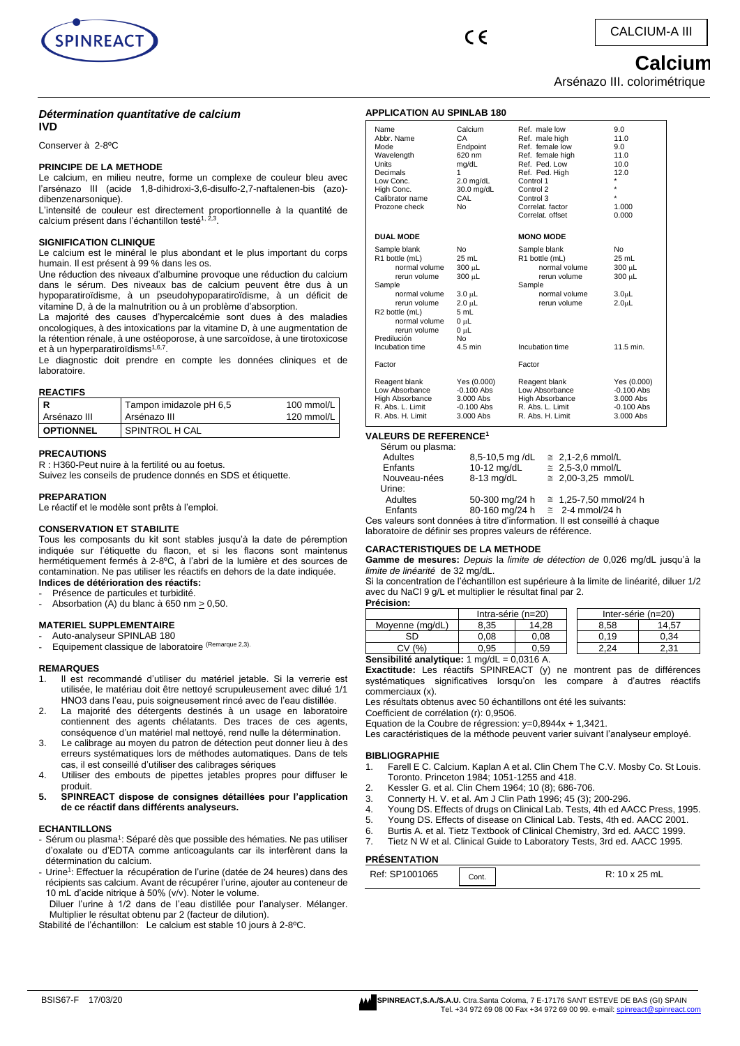CALCIUM-A III

# Calcium

Arsénazo III. colorimétrique

### *Détermination quantitative de calcium*

**IVD**

Conserver à 2-8ºC

#### PRINCIPE DE LA METHODE

Le calcium, en milieu neutre, forme un complexe de couleur bleu avec l'arsénazo III (acide 1,8-dihidroxi-3,6-disulfo-2,7-naftalenen-bis (azo)-dibenzenarsonique).

L'intensité de couleur est directement proportionnelle à la quantité de calcium présent dans l'échantillon testé[1, 2,3].

#### SIGNIFICATION CLINIQUE

Le calcium est le minéral le plus abondant et le plus important du corps humain. Il est présent à 99 % dans les os.

Une réduction des niveaux d'albumine provoque une réduction du calcium dans le sérum. Des niveaux bas de calcium peuvent être dus à un hypoparatiroïdisme, à un pseudohypoparatiroïdisme, à un déficit de vitamine D, à de la malnutrition ou à un problème d'absorption.

La majorité des causes d'hypercalcémie sont dues à des maladies oncologiques, à des intoxications par la vitamine D, à une augmentation de la rétention rénale, à une ostéoporose, à une sarcoïdose, à une tirotoxicose et à un hyperparatiroïdisms[1,6,7].

Le diagnostic doit prendre en compte les données cliniques et de laboratoire.

#### REACTIFS

| R | Tampon imidazole pH 6,5 | 100 mmol/L |
|---|---|---|
| Arsénazo III | Arsénazo III | 120 mmol/L |
| **OPTIONNEL** | SPINTROL H CAL | |

#### PRECAUTIONS

R : H360-Peut nuire à la fertilité ou au foetus.

Suivez les conseils de prudence donnés en SDS et étiquette.

#### PREPARATION

Le réactif et le modèle sont prêts à l'emploi.

#### CONSERVATION ET STABILITE

Tous les composants du kit sont stables jusqu'à la date de péremption indiquée sur l'étiquette du flacon, et si les flacons sont maintenus hermétiquement fermés à 2-8ºC, à l'abri de la lumière et des sources de contamination. Ne pas utiliser les réactifs en dehors de la date indiquée.

**Indices de détérioration des réactifs:**

- Présence de particules et turbidité.
- Absorbation (A) du blanc à 650 nm ≥ 0,50.

#### MATERIEL SUPPLEMENTAIRE

- Auto-analyseur SPINLAB 180
- Equipement classique de laboratoire (Remarque 2,3).

#### REMARQUES

1. Il est recommandé d'utiliser du matériel jetable. Si la verrerie est utilisée, le matériau doit être nettoyé scrupuleusement avec dilué 1/1 HNO3 dans l'eau, puis soigneusement rincé avec de l'eau distillée.
2. La majorité des détergents destinés à un usage en laboratoire contiennent des agents chélatants. Des traces de ces agents, conséquence d'un matériel mal nettoyé, rend nulle la détermination.
3. Le calibrage au moyen du patron de détection peut donner lieu à des erreurs systématiques lors de méthodes automatiques. Dans de tels cas, il est conseillé d'utiliser des calibrages sériques
4. Utiliser des embouts de pipettes jetables propres pour diffuser le produit.
5. **SPINREACT dispose de consignes détaillées pour l'application de ce réactif dans différents analyseurs.**

#### ECHANTILLONS

- Sérum ou plasma[1]: Séparé dès que possible des hématies. Ne pas utiliser d'oxalate ou d'EDTA comme anticoagulants car ils interfèrent dans la détermination du calcium.
- Urine[1]: Effectuer la récupération de l'urine (datée de 24 heures) dans des récipients sas calcium. Avant de récupérer l'urine, ajouter au conteneur de 10 mL d'acide nitrique à 50% (v/v). Noter le volume.
  Diluer l'urine à 1/2 dans de l'eau distillée pour l'analyser. Mélanger. Multiplier le résultat obtenu par 2 (facteur de dilution).

Stabilité de l'échantillon: Le calcium est stable 10 jours à 2-8ºC.

#### APPLICATION AU SPINLAB 180

| | | | |
|---|---|---|---|
| Name | Calcium | Ref. male low | 9.0 |
| Abbr. Name | CA | Ref. male high | 11.0 |
| Mode | Endpoint | Ref. female low | 9.0 |
| Wavelength | 620 nm | Ref. female high | 11.0 |
| Units | mg/dL | Ref. Ped. Low | 10.0 |
| Decimals | 1 | Ref. Ped. High | 12.0 |
| Low Conc. | 2.0 mg/dL | Control 1 | * |
| High Conc. | 30.0 mg/dL | Control 2 | * |
| Calibrator name | CAL | Control 3 | * |
| Prozone check | No | Correlat. factor | 1.000 |
| | | Correlat. offset | 0.000 |

| DUAL MODE | | MONO MODE | |
|---|---|---|---|
| Sample blank | No | Sample blank | No |
| R1 bottle (mL) | 25 mL | R1 bottle (mL) | 25 mL |
| normal volume | 300 µL | normal volume | 300 µL |
| rerun volume | 300 µL | rerun volume | 300 µL |
| Sample | | Sample | |
| normal volume | 3.0 µL | normal volume | 3.0µL |
| rerun volume | 2.0 µL | rerun volume | 2.0µL |
| R2 bottle (mL) | 5 mL | | |
| normal volume | 0 µL | | |
| rerun volume | 0 µL | | |
| Predilución | No | | |
| Incubation time | 4.5 min | Incubation time | 11.5 min. |
| Factor | | Factor | |
| Reagent blank | Yes (0.000) | Reagent blank | Yes (0.000) |
| Low Absorbance | -0.100 Abs | Low Absorbance | -0.100 Abs |
| High Absorbance | 3.000 Abs | High Absorbance | 3.000 Abs |
| R. Abs. L. Limit | -0.100 Abs | R. Abs. L. Limit | -0.100 Abs |
| R. Abs. H. Limit | 3.000 Abs | R. Abs. H. Limit | 3.000 Abs |

#### VALEURS DE REFERENCE[1]

| | | |
|---|---|---|
| Sérum ou plasma: | | |
| Adultes | 8,5-10,5 mg /dL | ≅ 2,1-2,6 mmol/L |
| Enfants | 10-12 mg/dL | ≅ 2,5-3,0 mmol/L |
| Nouveau-nées | 8-13 mg/dL | ≅ 2,00-3,25 mmol/L |
| Urine: | | |
| Adultes | 50-300 mg/24 h | ≅ 1,25-7,50 mmol/24 h |
| Enfants | 80-160 mg/24 h | ≅ 2-4 mmol/24 h |

Ces valeurs sont données à titre d'information. Il est conseillé à chaque laboratoire de définir ses propres valeurs de référence.

#### CARACTERISTIQUES DE LA METHODE

**Gamme de mesures:** *Depuis* la *limite de détection de* 0,026 mg/dL jusqu'à la *limite de linéarité* de 32 mg/dL.

Si la concentration de l'échantillon est supérieure à la limite de linéarité, diluer 1/2 avec du NaCl 9 g/L et multiplier le résultat final par 2.

**Précision:**

| | Intra-série (n=20) | | Inter-série (n=20) | |
|---|---|---|---|---|
| Moyenne (mg/dL) | 8,35 | 14,28 | 8,58 | 14,57 |
| SD | 0,08 | 0,08 | 0,19 | 0,34 |
| CV (%) | 0,95 | 0,59 | 2,24 | 2,31 |

**Sensibilité analytique:** 1 mg/dL = 0,0316 A.

**Exactitude:** Les réactifs SPINREACT (y) ne montrent pas de différences systématiques significatives lorsqu'on les compare à d'autres réactifs commerciaux (x).

Les résultats obtenus avec 50 échantillons ont été les suivants:

Coefficient de corrélation (r): 0,9506.

Equation de la Coubre de régression: y=0,8944x + 1,3421.

Les caractéristiques de la méthode peuvent varier suivant l'analyseur employé.

#### BIBLIOGRAPHIE

1. Farell E C. Calcium. Kaplan A et al. Clin Chem The C.V. Mosby Co. St Louis. Toronto. Princeton 1984; 1051-1255 and 418.
2. Kessler G. et al. Clin Chem 1964; 10 (8); 686-706.
3. Connerty H. V. et al. Am J Clin Path 1996; 45 (3); 200-296.
4. Young DS. Effects of drugs on Clinical Lab. Tests, 4th ed AACC Press, 1995.
5. Young DS. Effects of disease on Clinical Lab. Tests, 4th ed. AACC 2001.
6. Burtis A. et al. Tietz Textbook of Clinical Chemistry, 3rd ed. AACC 1999.
7. Tietz N W et al. Clinical Guide to Laboratory Tests, 3rd ed. AACC 1995.

#### PRÉSENTATION

| Ref: SP1001065 | Cont. | R: 10 x 25 mL |
|---|---|---|

BSIS67-F 17/03/20

SPINREACT,S.A./S.A.U. Ctra.Santa Coloma, 7 E-17176 SANT ESTEVE DE BAS (GI) SPAIN
Tel. +34 972 69 08 00 Fax +34 972 69 00 99. e-mail: spinreact@spinreact.com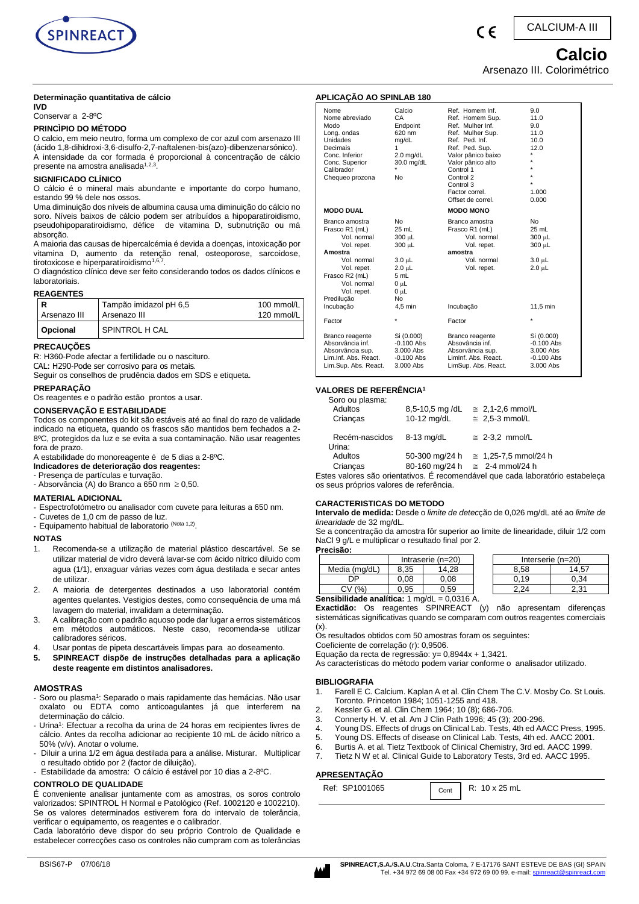SPINREACT

CE

CALCIUM-A III

# Calcio

Arsenazo III. Colorimétrico

**Determinação quantitativa de cálcio**

**IVD**

Conservar a 2-8ºC

## PRINCÌPIO DO MÉTODO

O calcio, em meio neutro, forma um complexo de cor azul com arsenazo III (ácido 1,8-dihidroxi-3,6-disulfo-2,7-naftalenen-bis(azo)-dibenzenarsónico). A intensidade da cor formada é proporcional à concentração de cálcio presente na amostra analisada[1,2,3].

## SIGNIFICADO CLÍNICO

O cálcio é o mineral mais abundante e importante do corpo humano, estando 99 % dele nos ossos.

Uma diminuição dos níveis de albumina causa uma diminuição do cálcio no soro. Níveis baixos de cálcio podem ser atribuídos a hipoparatiroidismo, pseudohipoparatiroidismo, défice de vitamina D, subnutrição ou má absorção.

A maioria das causas de hipercalcémia é devida a doenças, intoxicação por vitamina D, aumento da retenção renal, osteoporose, sarcoidose, tirotoxicose e hiperparatiroidismo[1,6,7].

O diagnóstico clínico deve ser feito considerando todos os dados clínicos e laboratoriais.

## REAGENTES

| | | |
|---|---|---|
| **R** Arsenazo III | Tampão imidazol pH 6,5<br>Arsenazo III | 100 mmol/L<br>120 mmol/L |
| **Opcional** | SPINTROL H CAL | |

## PRECAUÇÕES

R: H360-Pode afectar a fertilidade ou o nascituro.

CAL: H290-Pode ser corrosivo para os metais.

Seguir os conselhos de prudência dados em SDS e etiqueta.

## PREPARAÇÃO

Os reagentes e o padrão estão prontos a usar.

## CONSERVAÇÃO E ESTABILIDADE

Todos os componentes do kit são estáveis até ao final do razo de validade indicado na etiqueta, quando os frascos são mantidos bem fechados a 2-8ºC, protegidos da luz e se evita a sua contaminação. Não usar reagentes fora de prazo.

A estabilidade do monoreagente é de 5 dias a 2-8ºC.

**Indicadores de deterioração dos reagentes:**

- Presença de partículas e turvação.
- Absorvância (A) do Branco a 650 nm ≥ 0,50.

## MATERIAL ADICIONAL

- Espectrofotómetro ou analisador com cuvete para leituras a 650 nm.
- Cuvetes de 1,0 cm de passo de luz.
- Equipamento habitual de laboratorio (Nota 1,2).

## NOTAS

1. Recomenda-se a utilização de material plástico descartável. Se se utilizar material de vidro deverá lavar-se com ácido nítrico diluido com agua (1/1), enxaguar várias vezes com água destilada e secar antes de utilizar.
2. A maioria de detergentes destinados a uso laboratorial contém agentes quelantes. Vestígios destes, como consequência de uma má lavagem do material, invalidam a determinação.
3. A calibração com o padrão aquoso pode dar lugar a erros sistemáticos em métodos automáticos. Neste caso, recomenda-se utilizar calibradores séricos.
4. Usar pontas de pipeta descartáveis limpas para ao doseamento.
5. **SPINREACT dispõe de instruções detalhadas para a aplicação deste reagente em distintos analisadores.**

## AMOSTRAS

- Soro ou plasma[1]: Separado o mais rapidamente das hemácias. Não usar oxalato ou EDTA como anticoagulantes já que interferem na determinação do cálcio.
- Urina[1]: Efectuar a recolha da urina de 24 horas em recipientes livres de cálcio. Antes da recolha adicionar ao recipiente 10 mL de ácido nítrico a 50% (v/v). Anotar o volume.
- Diluir a urina 1/2 em água destilada para a análise. Misturar. Multiplicar o resultado obtido por 2 (factor de diluição).
- Estabilidade da amostra: O cálcio é estável por 10 dias a 2-8ºC.

## CONTROLO DE QUALIDADE

É conveniente analisar juntamente com as amostras, os soros controlo valorizados: SPINTROL H Normal e Patológico (Ref. 1002120 e 1002210). Se os valores determinados estiverem fora do intervalo de tolerância, verificar o equipamento, os reagentes e o calibrador.

Cada laboratório deve dispor do seu próprio Controlo de Qualidade e estabelecer correcções caso os controles não cumpram com as tolerâncias

## APLICAÇÃO AO SPINLAB 180

| | | | |
|---|---|---|---|
| Nome | Calcio | Ref. Homem Inf. | 9.0 |
| Nome abreviado | CA | Ref. Homem Sup. | 11.0 |
| Modo | Endpoint | Ref. Mulher Inf. | 9.0 |
| Long. ondas | 620 nm | Ref. Mulher Sup. | 11.0 |
| Unidades | mg/dL | Ref. Ped. Inf. | 10.0 |
| Decimais | 1 | Ref. Ped. Sup. | 12.0 |
| Conc. Inferior | 2.0 mg/dL | Valor pânico baixo | * |
| Conc. Superior | 30.0 mg/dL | Valor pânico alto | * |
| Calibrador | * | Control 1 | * |
| Chequeo prozona | No | Control 2 | * |
| | | Control 3 | * |
| | | Factor correl. | 1.000 |
| | | Offset de correl. | 0.000 |
| **MODO DUAL** | | **MODO MONO** | |
| Branco amostra | No | Branco amostra | No |
| Frasco R1 (mL) | 25 mL | Frasco R1 (mL) | 25 mL |
| Vol. normal | 300 µL | Vol. normal | 300 µL |
| Vol. repet. | 300 µL | Vol. repet. | 300 µL |
| **Amostra** | | **amostra** | |
| Vol. normal | 3.0 µL | Vol. normal | 3.0 µL |
| Vol. repet. | 2.0 µL | Vol. repet. | 2.0 µL |
| Frasco R2 (mL) | 5 mL | | |
| Vol. normal | 0 µL | | |
| Vol. repet. | 0 µL | | |
| Predilução | No | | |
| Incubação | 4,5 min | Incubação | 11,5 min |
| Factor | * | Factor | * |
| Branco reagente | Si (0.000) | Branco reagente | Si (0.000) |
| Absorvância inf. | -0.100 Abs | Absovância inf. | -0.100 Abs |
| Absorvância sup. | 3.000 Abs | Absorvância sup. | 3.000 Abs |
| Lim.Inf. Abs. React. | -0.100 Abs | LimInf. Abs. React. | -0.100 Abs |
| Lim.Sup. Abs. React. | 3.000 Abs | LimSup. Abs. React. | 3.000 Abs |

## VALORES DE REFERÊNCIA[1]

| | | |
|---|---|---|
| Soro ou plasma: | | |
| Adultos | 8,5-10,5 mg /dL | ≅ 2,1-2,6 mmol/L |
| Crianças | 10-12 mg/dL | ≅ 2,5-3 mmol/L |
| Recém-nascidos | 8-13 mg/dL | ≅ 2-3,2 mmol/L |
| Urina: | | |
| Adultos | 50-300 mg/24 h | ≅ 1,25-7,5 mmol/24 h |
| Crianças | 80-160 mg/24 h | ≅ 2-4 mmol/24 h |

Estes valores são orientativos. É recomendável que cada laboratório estabeleça os seus próprios valores de referência.

## CARACTERISTICAS DO METODO

**Intervalo de medida:** Desde o *limite de detecção* de 0,026 mg/dL até ao *limite de linearidade* de 32 mg/dL.

Se a concentração da amostra fôr superior ao limite de linearidade, diluir 1/2 com NaCl 9 g/L e multiplicar o resultado final por 2.

**Precisão:**

| | Intraserie (n=20) | | Interserie (n=20) | |
|---|---|---|---|---|
| Media (mg/dL) | 8,35 | 14,28 | 8,58 | 14,57 |
| DP | 0,08 | 0,08 | 0,19 | 0,34 |
| CV (%) | 0,95 | 0,59 | 2,24 | 2,31 |

**Sensibilidade analítica:** 1 mg/dL = 0,0316 A.

**Exactidão:** Os reagentes SPINREACT (y) não apresentam diferenças sistemáticas significativas quando se comparam com outros reagentes comerciais (x).

Os resultados obtidos com 50 amostras foram os seguintes:

Coeficiente de correlação (r): 0,9506.

Equação da recta de regressão: y= 0,8944x + 1,3421.

As características do método podem variar conforme o analisador utilizado.

## BIBLIOGRAFIA

1. Farell E C. Calcium. Kaplan A et al. Clin Chem The C.V. Mosby Co. St Louis. Toronto. Princeton 1984; 1051-1255 and 418.
2. Kessler G. et al. Clin Chem 1964; 10 (8); 686-706.
3. Connerty H. V. et al. Am J Clin Path 1996; 45 (3); 200-296.
4. Young DS. Effects of drugs on Clinical Lab. Tests, 4th ed AACC Press, 1995.
5. Young DS. Effects of disease on Clinical Lab. Tests, 4th ed. AACC 2001.
6. Burtis A. et al. Tietz Textbook of Clinical Chemistry, 3rd ed. AACC 1999.
7. Tietz N W et al. Clinical Guide to Laboratory Tests, 3rd ed. AACC 1995.

## APRESENTAÇÃO

| | | |
|---|---|---|
| Ref: SP1001065 | Cont | R: 10 x 25 mL |

BSIS67-P 07/06/18

**SPINREACT,S.A./S.A.U**.Ctra.Santa Coloma, 7 E-17176 SANT ESTEVE DE BAS (GI) SPAIN
Tel. +34 972 69 08 00 Fax +34 972 69 00 99. e-mail: spinreact@spinreact.com